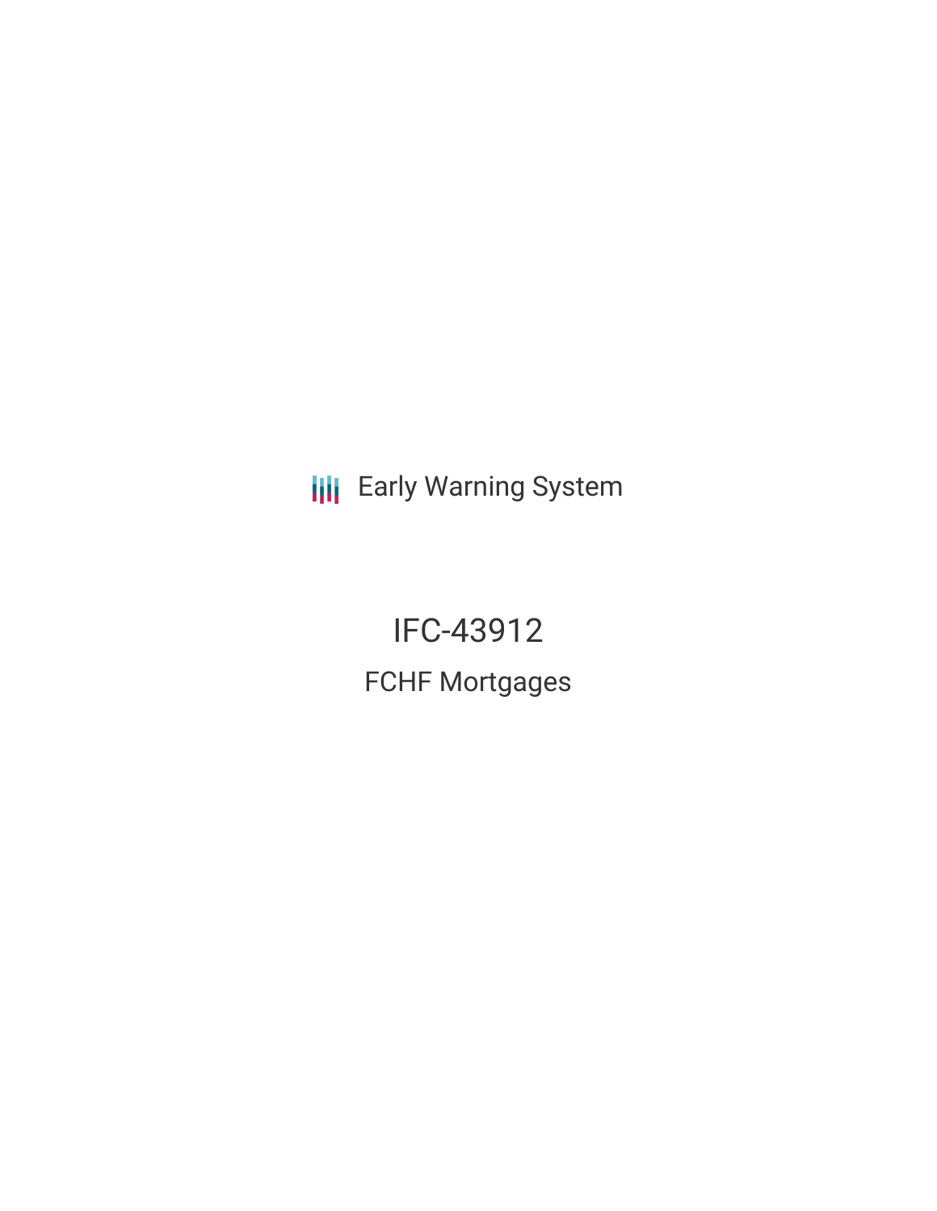Early Warning System

# IFC-43912

## FCHF Mortgages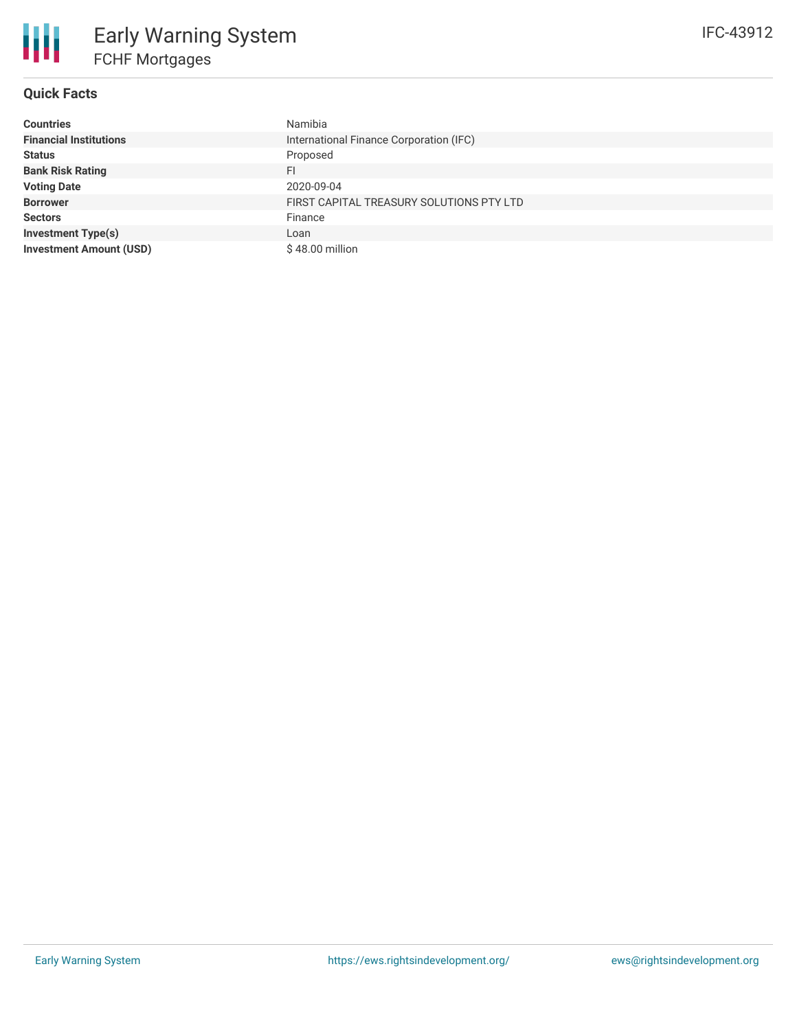# Early Warning System

## FCHF Mortgages

IFC-43912

### Quick Facts

| | |
|---|---|
| **Countries** | Namibia |
| **Financial Institutions** | International Finance Corporation (IFC) |
| **Status** | Proposed |
| **Bank Risk Rating** | FI |
| **Voting Date** | 2020-09-04 |
| **Borrower** | FIRST CAPITAL TREASURY SOLUTIONS PTY LTD |
| **Sectors** | Finance |
| **Investment Type(s)** | Loan |
| **Investment Amount (USD)** | $ 48.00 million |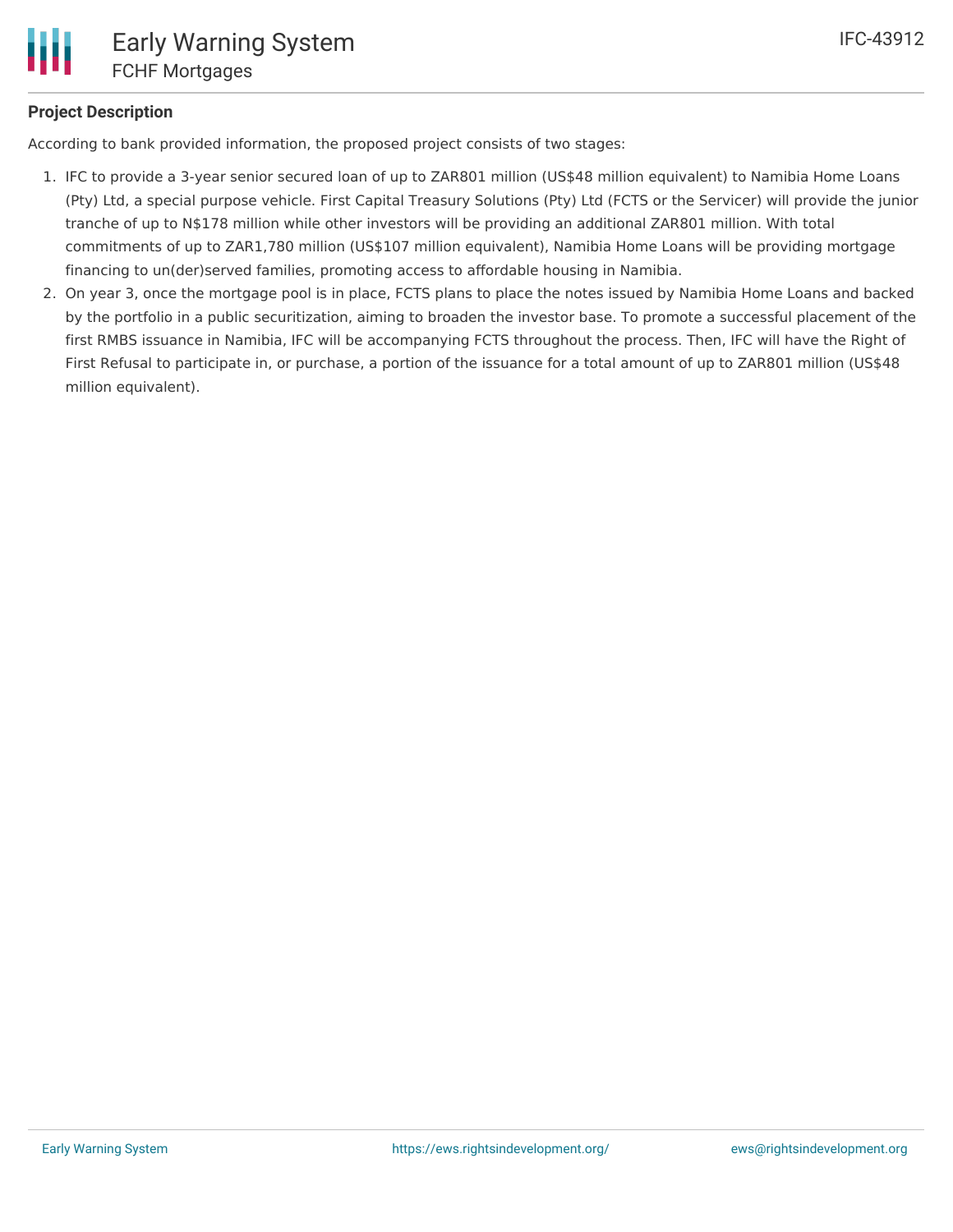## Project Description

According to bank provided information, the proposed project consists of two stages:

1. IFC to provide a 3-year senior secured loan of up to ZAR801 million (US$48 million equivalent) to Namibia Home Loans (Pty) Ltd, a special purpose vehicle. First Capital Treasury Solutions (Pty) Ltd (FCTS or the Servicer) will provide the junior tranche of up to N$178 million while other investors will be providing an additional ZAR801 million. With total commitments of up to ZAR1,780 million (US$107 million equivalent), Namibia Home Loans will be providing mortgage financing to un(der)served families, promoting access to affordable housing in Namibia.
2. On year 3, once the mortgage pool is in place, FCTS plans to place the notes issued by Namibia Home Loans and backed by the portfolio in a public securitization, aiming to broaden the investor base. To promote a successful placement of the first RMBS issuance in Namibia, IFC will be accompanying FCTS throughout the process. Then, IFC will have the Right of First Refusal to participate in, or purchase, a portion of the issuance for a total amount of up to ZAR801 million (US$48 million equivalent).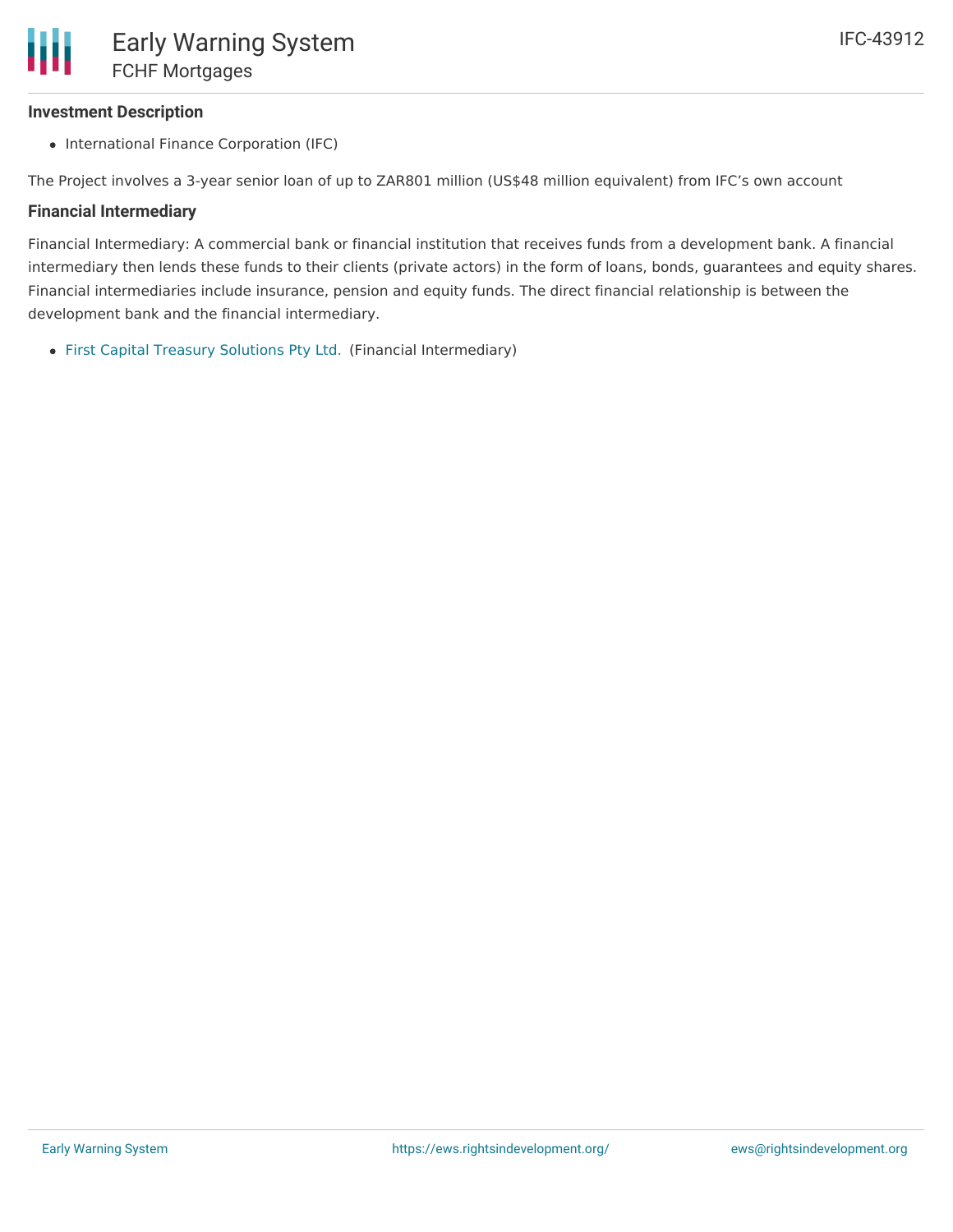### Investment Description

- International Finance Corporation (IFC)

The Project involves a 3-year senior loan of up to ZAR801 million (US$48 million equivalent) from IFC's own account

### Financial Intermediary

Financial Intermediary: A commercial bank or financial institution that receives funds from a development bank. A financial intermediary then lends these funds to their clients (private actors) in the form of loans, bonds, guarantees and equity shares. Financial intermediaries include insurance, pension and equity funds. The direct financial relationship is between the development bank and the financial intermediary.

- First Capital Treasury Solutions Pty Ltd. (Financial Intermediary)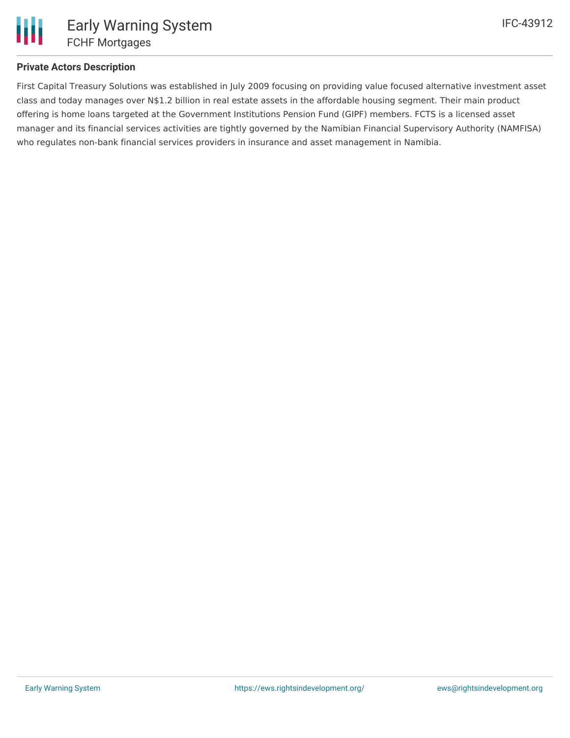**Private Actors Description**

First Capital Treasury Solutions was established in July 2009 focusing on providing value focused alternative investment asset class and today manages over N$1.2 billion in real estate assets in the affordable housing segment. Their main product offering is home loans targeted at the Government Institutions Pension Fund (GIPF) members. FCTS is a licensed asset manager and its financial services activities are tightly governed by the Namibian Financial Supervisory Authority (NAMFISA) who regulates non-bank financial services providers in insurance and asset management in Namibia.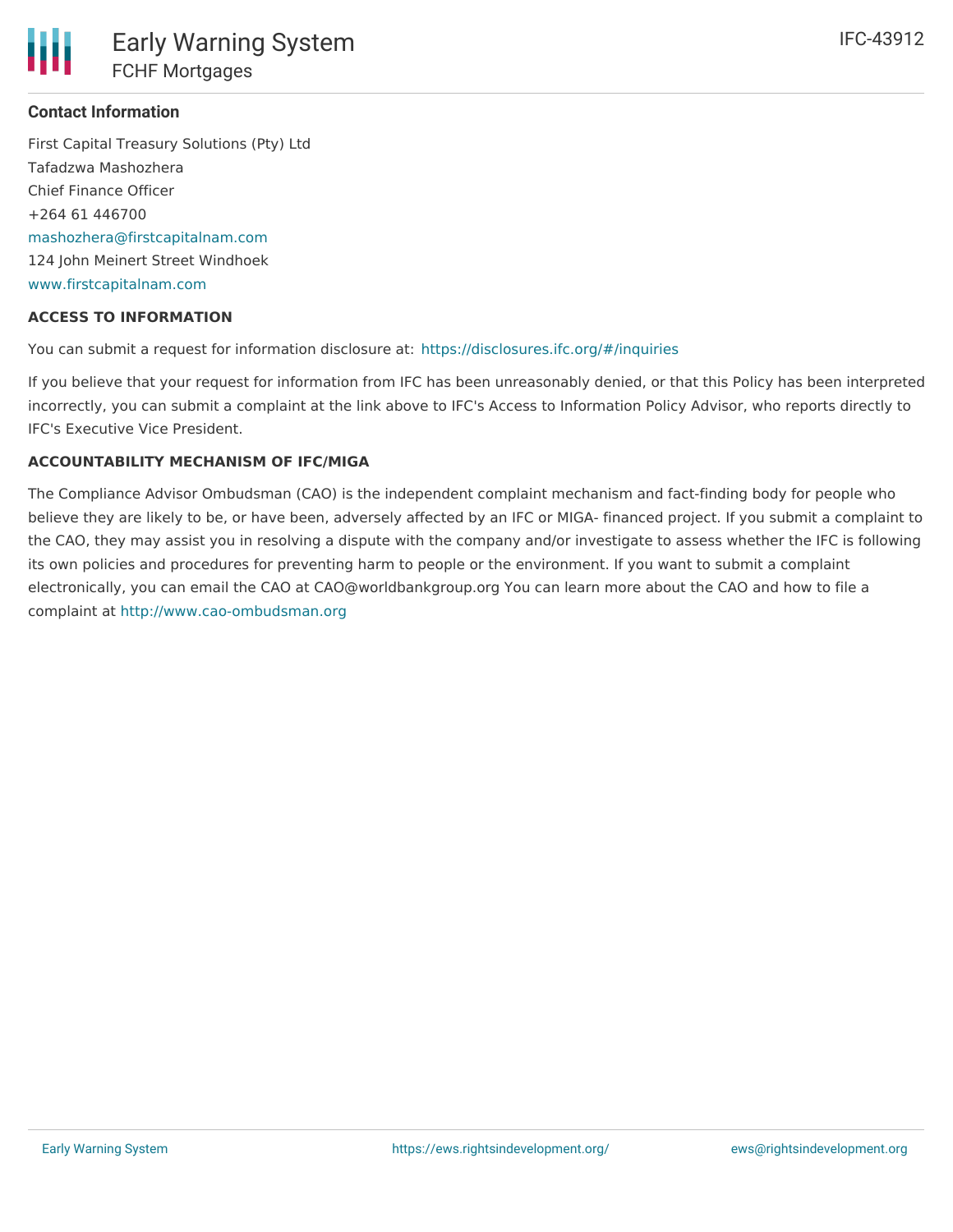### Contact Information

First Capital Treasury Solutions (Pty) Ltd
Tafadzwa Mashozhera
Chief Finance Officer
+264 61 446700
mashozhera@firstcapitalnam.com
124 John Meinert Street Windhoek
www.firstcapitalnam.com

#### ACCESS TO INFORMATION

You can submit a request for information disclosure at: https://disclosures.ifc.org/#/inquiries

If you believe that your request for information from IFC has been unreasonably denied, or that this Policy has been interpreted incorrectly, you can submit a complaint at the link above to IFC's Access to Information Policy Advisor, who reports directly to IFC's Executive Vice President.

#### ACCOUNTABILITY MECHANISM OF IFC/MIGA

The Compliance Advisor Ombudsman (CAO) is the independent complaint mechanism and fact-finding body for people who believe they are likely to be, or have been, adversely affected by an IFC or MIGA- financed project. If you submit a complaint to the CAO, they may assist you in resolving a dispute with the company and/or investigate to assess whether the IFC is following its own policies and procedures for preventing harm to people or the environment. If you want to submit a complaint electronically, you can email the CAO at CAO@worldbankgroup.org You can learn more about the CAO and how to file a complaint at http://www.cao-ombudsman.org